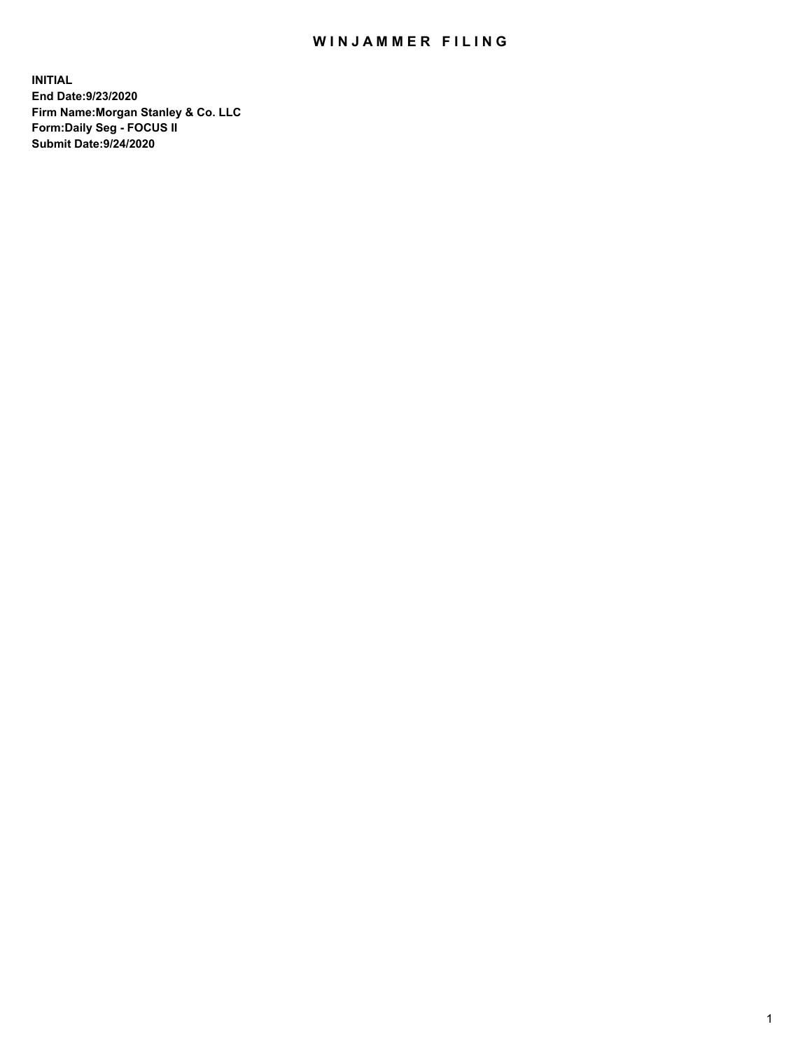# WINJAMMER FILING

**INITIAL**
**End Date:9/23/2020**
**Firm Name:Morgan Stanley & Co. LLC**
**Form:Daily Seg - FOCUS II**
**Submit Date:9/24/2020**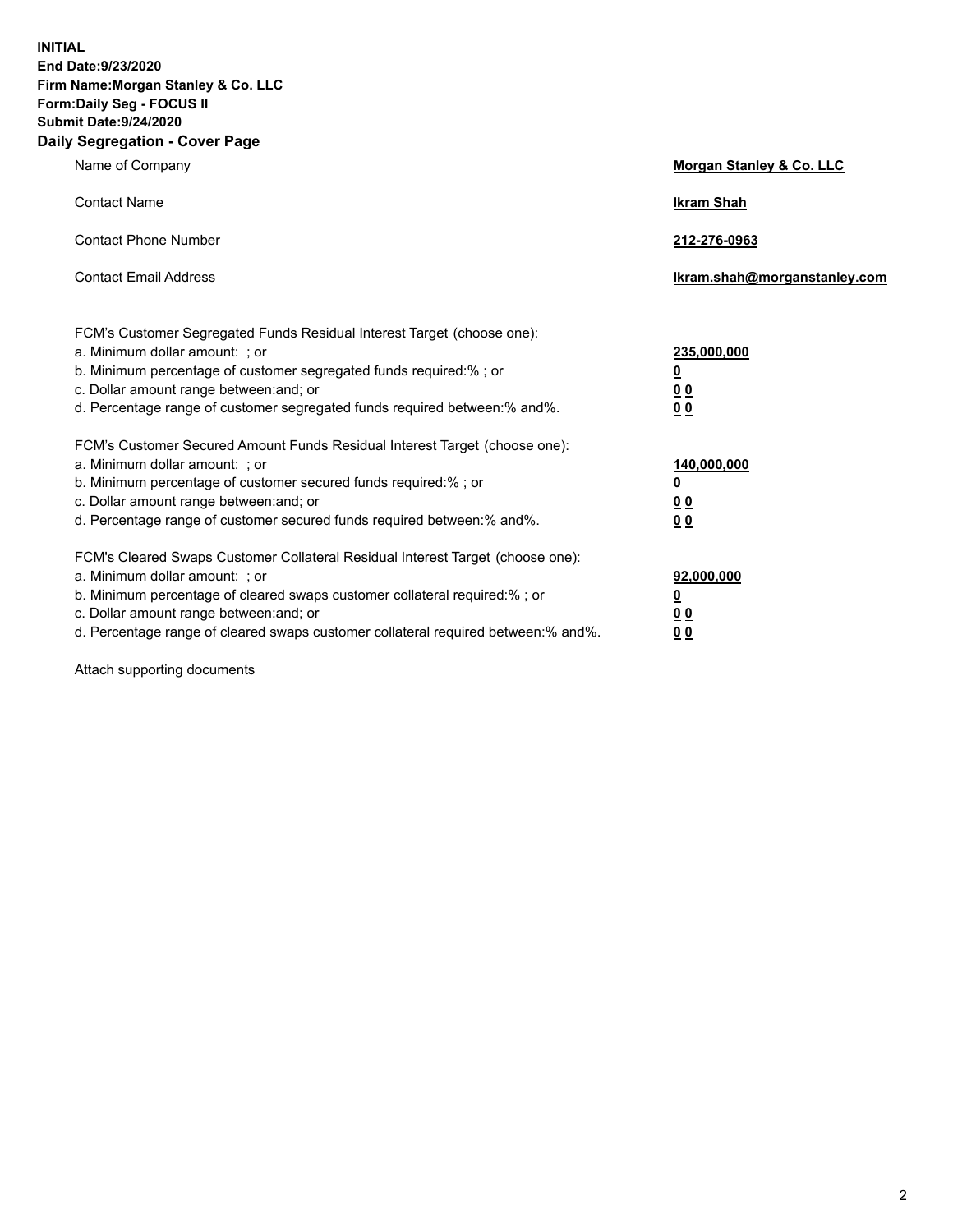**INITIAL**
**End Date:9/23/2020**
**Firm Name:Morgan Stanley & Co. LLC**
**Form:Daily Seg - FOCUS II**
**Submit Date:9/24/2020**

## Daily Segregation - Cover Page

| | |
|---|---|
| Name of Company | **Morgan Stanley & Co. LLC** |
| Contact Name | **Ikram Shah** |
| Contact Phone Number | **212-276-0963** |
| Contact Email Address | **Ikram.shah@morganstanley.com** |

| | |
|---|---|
| FCM's Customer Segregated Funds Residual Interest Target (choose one): | |
| a. Minimum dollar amount: ; or | **235,000,000** |
| b. Minimum percentage of customer segregated funds required:% ; or | **0** |
| c. Dollar amount range between:and; or | **0 0** |
| d. Percentage range of customer segregated funds required between:% and%. | **0 0** |
| FCM's Customer Secured Amount Funds Residual Interest Target (choose one): | |
| a. Minimum dollar amount: ; or | **140,000,000** |
| b. Minimum percentage of customer secured funds required:% ; or | **0** |
| c. Dollar amount range between:and; or | **0 0** |
| d. Percentage range of customer secured funds required between:% and%. | **0 0** |
| FCM's Cleared Swaps Customer Collateral Residual Interest Target (choose one): | |
| a. Minimum dollar amount: ; or | **92,000,000** |
| b. Minimum percentage of cleared swaps customer collateral required:% ; or | **0** |
| c. Dollar amount range between:and; or | **0 0** |
| d. Percentage range of cleared swaps customer collateral required between:% and%. | **0 0** |

Attach supporting documents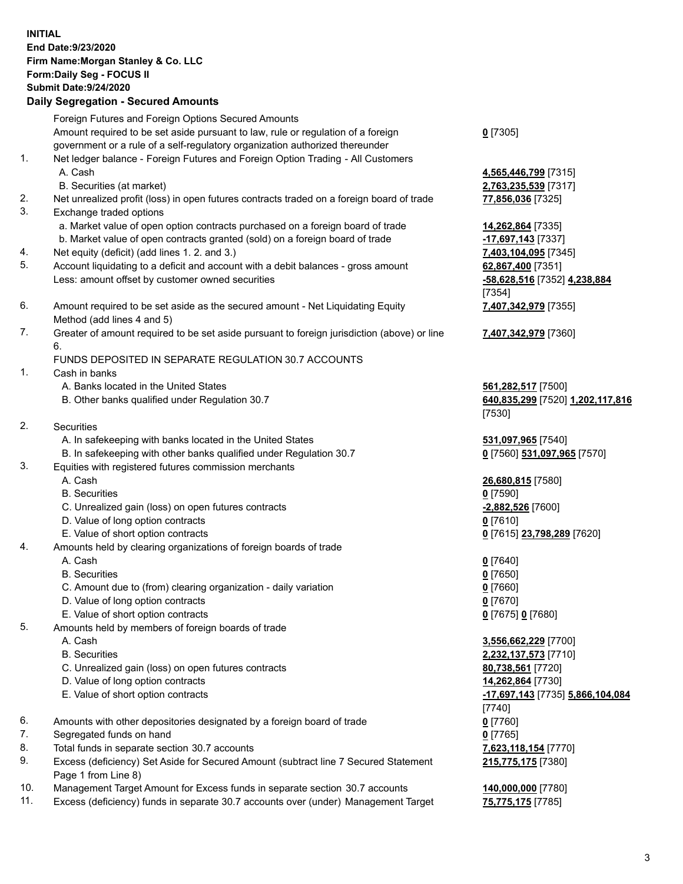**INITIAL**
**End Date:9/23/2020**
**Firm Name:Morgan Stanley & Co. LLC**
**Form:Daily Seg - FOCUS II**
**Submit Date:9/24/2020**

## Daily Segregation - Secured Amounts

| | | |
|---|---|---|
| | Foreign Futures and Foreign Options Secured Amounts | |
| | Amount required to be set aside pursuant to law, rule or regulation of a foreign government or a rule of a self-regulatory organization authorized thereunder | **0** [7305] |
| 1. | Net ledger balance - Foreign Futures and Foreign Option Trading - All Customers | |
| | A. Cash | **4,565,446,799** [7315] |
| | B. Securities (at market) | **2,763,235,539** [7317] |
| 2. | Net unrealized profit (loss) in open futures contracts traded on a foreign board of trade | **77,856,036** [7325] |
| 3. | Exchange traded options | |
| | a. Market value of open option contracts purchased on a foreign board of trade | **14,262,864** [7335] |
| | b. Market value of open contracts granted (sold) on a foreign board of trade | **-17,697,143** [7337] |
| 4. | Net equity (deficit) (add lines 1. 2. and 3.) | **7,403,104,095** [7345] |
| 5. | Account liquidating to a deficit and account with a debit balances - gross amount | **62,867,400** [7351] |
| | Less: amount offset by customer owned securities | **-58,628,516** [7352] **4,238,884** [7354] |
| 6. | Amount required to be set aside as the secured amount - Net Liquidating Equity Method (add lines 4 and 5) | **7,407,342,979** [7355] |
| 7. | Greater of amount required to be set aside pursuant to foreign jurisdiction (above) or line 6. | **7,407,342,979** [7360] |
| | FUNDS DEPOSITED IN SEPARATE REGULATION 30.7 ACCOUNTS | |
| 1. | Cash in banks | |
| | A. Banks located in the United States | **561,282,517** [7500] |
| | B. Other banks qualified under Regulation 30.7 | **640,835,299** [7520] **1,202,117,816** [7530] |
| 2. | Securities | |
| | A. In safekeeping with banks located in the United States | **531,097,965** [7540] |
| | B. In safekeeping with other banks qualified under Regulation 30.7 | **0** [7560] **531,097,965** [7570] |
| 3. | Equities with registered futures commission merchants | |
| | A. Cash | **26,680,815** [7580] |
| | B. Securities | **0** [7590] |
| | C. Unrealized gain (loss) on open futures contracts | **-2,882,526** [7600] |
| | D. Value of long option contracts | **0** [7610] |
| | E. Value of short option contracts | **0** [7615] **23,798,289** [7620] |
| 4. | Amounts held by clearing organizations of foreign boards of trade | |
| | A. Cash | **0** [7640] |
| | B. Securities | **0** [7650] |
| | C. Amount due to (from) clearing organization - daily variation | **0** [7660] |
| | D. Value of long option contracts | **0** [7670] |
| | E. Value of short option contracts | **0** [7675] **0** [7680] |
| 5. | Amounts held by members of foreign boards of trade | |
| | A. Cash | **3,556,662,229** [7700] |
| | B. Securities | **2,232,137,573** [7710] |
| | C. Unrealized gain (loss) on open futures contracts | **80,738,561** [7720] |
| | D. Value of long option contracts | **14,262,864** [7730] |
| | E. Value of short option contracts | **-17,697,143** [7735] **5,866,104,084** [7740] |
| 6. | Amounts with other depositories designated by a foreign board of trade | **0** [7760] |
| 7. | Segregated funds on hand | **0** [7765] |
| 8. | Total funds in separate section 30.7 accounts | **7,623,118,154** [7770] |
| 9. | Excess (deficiency) Set Aside for Secured Amount (subtract line 7 Secured Statement Page 1 from Line 8) | **215,775,175** [7380] |
| 10. | Management Target Amount for Excess funds in separate section 30.7 accounts | **140,000,000** [7780] |
| 11. | Excess (deficiency) funds in separate 30.7 accounts over (under) Management Target | **75,775,175** [7785] |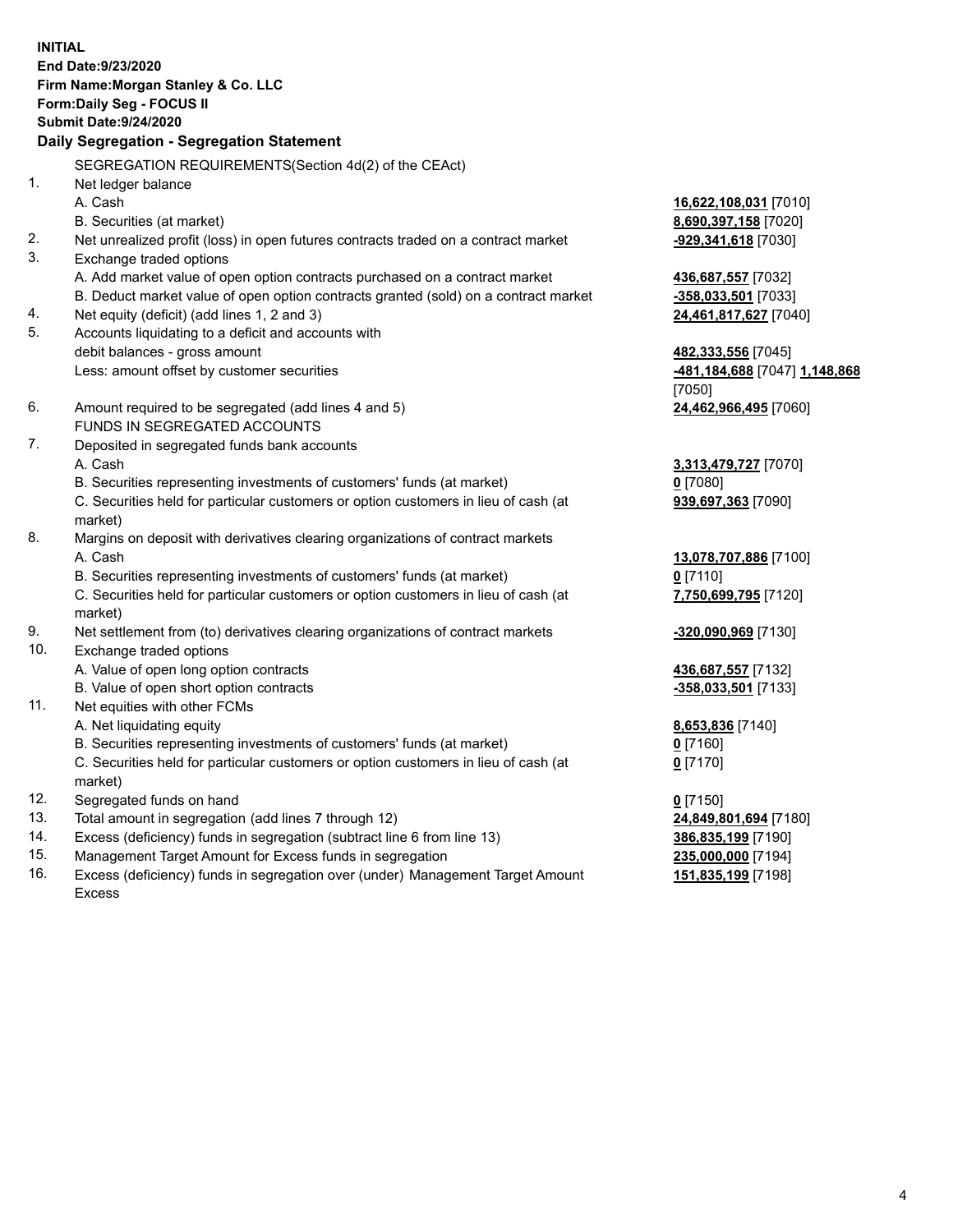**INITIAL**
**End Date:9/23/2020**
**Firm Name:Morgan Stanley & Co. LLC**
**Form:Daily Seg - FOCUS II**
**Submit Date:9/24/2020**

## Daily Segregation - Segregation Statement

| | | |
|---|---|---|
| | SEGREGATION REQUIREMENTS(Section 4d(2) of the CEAct) | |
| 1. | Net ledger balance | |
| | A. Cash | **16,622,108,031** [7010] |
| | B. Securities (at market) | **8,690,397,158** [7020] |
| 2. | Net unrealized profit (loss) in open futures contracts traded on a contract market | **-929,341,618** [7030] |
| 3. | Exchange traded options | |
| | A. Add market value of open option contracts purchased on a contract market | **436,687,557** [7032] |
| | B. Deduct market value of open option contracts granted (sold) on a contract market | **-358,033,501** [7033] |
| 4. | Net equity (deficit) (add lines 1, 2 and 3) | **24,461,817,627** [7040] |
| 5. | Accounts liquidating to a deficit and accounts with debit balances - gross amount | **482,333,556** [7045] |
| | Less: amount offset by customer securities | **-481,184,688** [7047] **1,148,868** [7050] |
| 6. | Amount required to be segregated (add lines 4 and 5) | **24,462,966,495** [7060] |
| | FUNDS IN SEGREGATED ACCOUNTS | |
| 7. | Deposited in segregated funds bank accounts | |
| | A. Cash | **3,313,479,727** [7070] |
| | B. Securities representing investments of customers' funds (at market) | **0** [7080] |
| | C. Securities held for particular customers or option customers in lieu of cash (at market) | **939,697,363** [7090] |
| 8. | Margins on deposit with derivatives clearing organizations of contract markets | |
| | A. Cash | **13,078,707,886** [7100] |
| | B. Securities representing investments of customers' funds (at market) | **0** [7110] |
| | C. Securities held for particular customers or option customers in lieu of cash (at market) | **7,750,699,795** [7120] |
| 9. | Net settlement from (to) derivatives clearing organizations of contract markets | **-320,090,969** [7130] |
| 10. | Exchange traded options | |
| | A. Value of open long option contracts | **436,687,557** [7132] |
| | B. Value of open short option contracts | **-358,033,501** [7133] |
| 11. | Net equities with other FCMs | |
| | A. Net liquidating equity | **8,653,836** [7140] |
| | B. Securities representing investments of customers' funds (at market) | **0** [7160] |
| | C. Securities held for particular customers or option customers in lieu of cash (at market) | **0** [7170] |
| 12. | Segregated funds on hand | **0** [7150] |
| 13. | Total amount in segregation (add lines 7 through 12) | **24,849,801,694** [7180] |
| 14. | Excess (deficiency) funds in segregation (subtract line 6 from line 13) | **386,835,199** [7190] |
| 15. | Management Target Amount for Excess funds in segregation | **235,000,000** [7194] |
| 16. | Excess (deficiency) funds in segregation over (under) Management Target Amount Excess | **151,835,199** [7198] |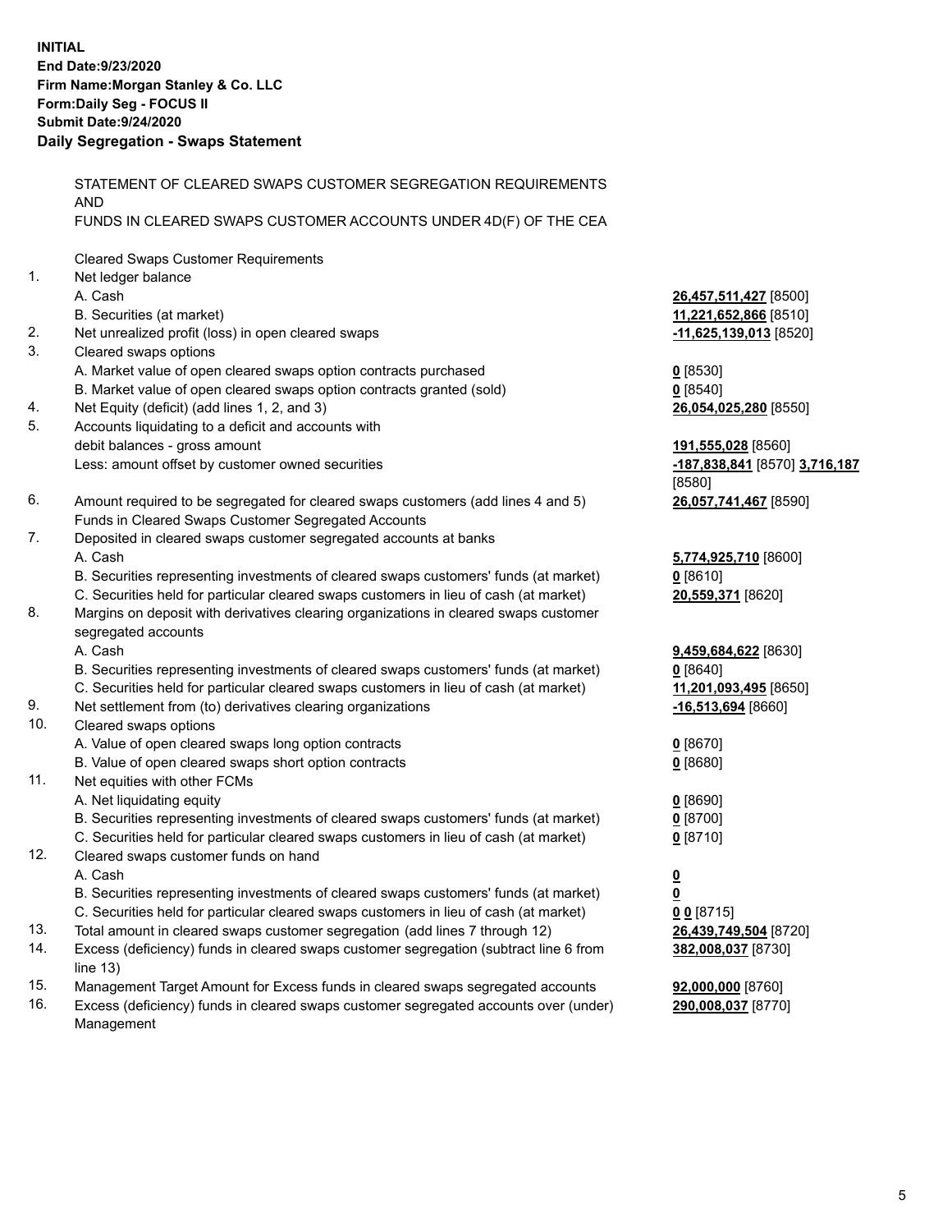**INITIAL**
**End Date:9/23/2020**
**Firm Name:Morgan Stanley & Co. LLC**
**Form:Daily Seg - FOCUS II**
**Submit Date:9/24/2020**
**Daily Segregation - Swaps Statement**

STATEMENT OF CLEARED SWAPS CUSTOMER SEGREGATION REQUIREMENTS AND
FUNDS IN CLEARED SWAPS CUSTOMER ACCOUNTS UNDER 4D(F) OF THE CEA

| | | |
|---|---|---|
| | Cleared Swaps Customer Requirements | |
| 1. | Net ledger balance | |
| | A. Cash | **26,457,511,427** [8500] |
| | B. Securities (at market) | **11,221,652,866** [8510] |
| 2. | Net unrealized profit (loss) in open cleared swaps | **-11,625,139,013** [8520] |
| 3. | Cleared swaps options | |
| | A. Market value of open cleared swaps option contracts purchased | **0** [8530] |
| | B. Market value of open cleared swaps option contracts granted (sold) | **0** [8540] |
| 4. | Net Equity (deficit) (add lines 1, 2, and 3) | **26,054,025,280** [8550] |
| 5. | Accounts liquidating to a deficit and accounts with debit balances - gross amount | **191,555,028** [8560] |
| | Less: amount offset by customer owned securities | **-187,838,841** [8570] **3,716,187** [8580] |
| 6. | Amount required to be segregated for cleared swaps customers (add lines 4 and 5) | **26,057,741,467** [8590] |
| | Funds in Cleared Swaps Customer Segregated Accounts | |
| 7. | Deposited in cleared swaps customer segregated accounts at banks | |
| | A. Cash | **5,774,925,710** [8600] |
| | B. Securities representing investments of cleared swaps customers' funds (at market) | **0** [8610] |
| | C. Securities held for particular cleared swaps customers in lieu of cash (at market) | **20,559,371** [8620] |
| 8. | Margins on deposit with derivatives clearing organizations in cleared swaps customer segregated accounts | |
| | A. Cash | **9,459,684,622** [8630] |
| | B. Securities representing investments of cleared swaps customers' funds (at market) | **0** [8640] |
| | C. Securities held for particular cleared swaps customers in lieu of cash (at market) | **11,201,093,495** [8650] |
| 9. | Net settlement from (to) derivatives clearing organizations | **-16,513,694** [8660] |
| 10. | Cleared swaps options | |
| | A. Value of open cleared swaps long option contracts | **0** [8670] |
| | B. Value of open cleared swaps short option contracts | **0** [8680] |
| 11. | Net equities with other FCMs | |
| | A. Net liquidating equity | **0** [8690] |
| | B. Securities representing investments of cleared swaps customers' funds (at market) | **0** [8700] |
| | C. Securities held for particular cleared swaps customers in lieu of cash (at market) | **0** [8710] |
| 12. | Cleared swaps customer funds on hand | |
| | A. Cash | **0** |
| | B. Securities representing investments of cleared swaps customers' funds (at market) | **0** |
| | C. Securities held for particular cleared swaps customers in lieu of cash (at market) | **0** **0** [8715] |
| 13. | Total amount in cleared swaps customer segregation (add lines 7 through 12) | **26,439,749,504** [8720] |
| 14. | Excess (deficiency) funds in cleared swaps customer segregation (subtract line 6 from line 13) | **382,008,037** [8730] |
| 15. | Management Target Amount for Excess funds in cleared swaps segregated accounts | **92,000,000** [8760] |
| 16. | Excess (deficiency) funds in cleared swaps customer segregated accounts over (under) Management | **290,008,037** [8770] |